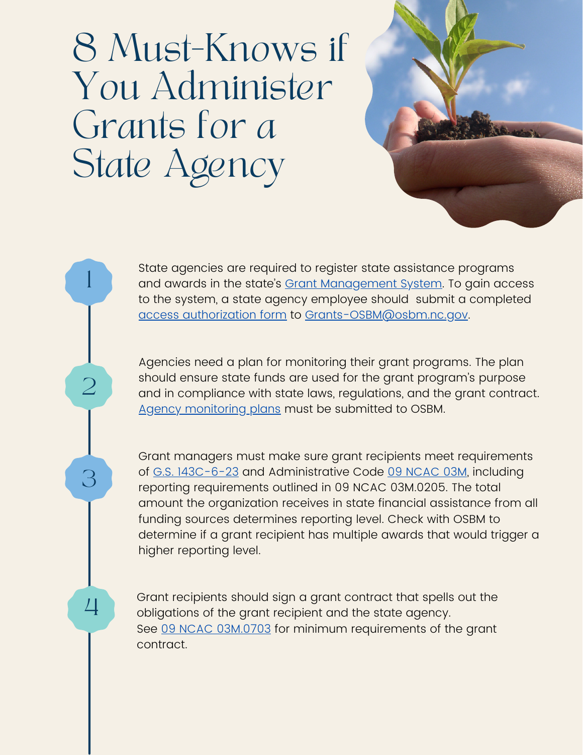# 8 Must-Knows if You Administer Grants for a State Agency

1. State agencies are required to register state assistance programs and awards in the state's [Grant Management System](). To gain access to the system, a state agency employee should submit a completed [access authorization form]() to [Grants-OSBM@osbm.nc.gov]().

2. Agencies need a plan for monitoring their grant programs. The plan should ensure state funds are used for the grant program's purpose and in compliance with state laws, regulations, and the grant contract. [Agency monitoring plans]() must be submitted to OSBM.

3. Grant managers must make sure grant recipients meet requirements of [G.S. 143C-6-23]() and Administrative Code [09 NCAC 03M](), including reporting requirements outlined in 09 NCAC 03M.0205. The total amount the organization receives in state financial assistance from all funding sources determines reporting level. Check with OSBM to determine if a grant recipient has multiple awards that would trigger a higher reporting level.

4. Grant recipients should sign a grant contract that spells out the obligations of the grant recipient and the state agency. See [09 NCAC 03M.0703]() for minimum requirements of the grant contract.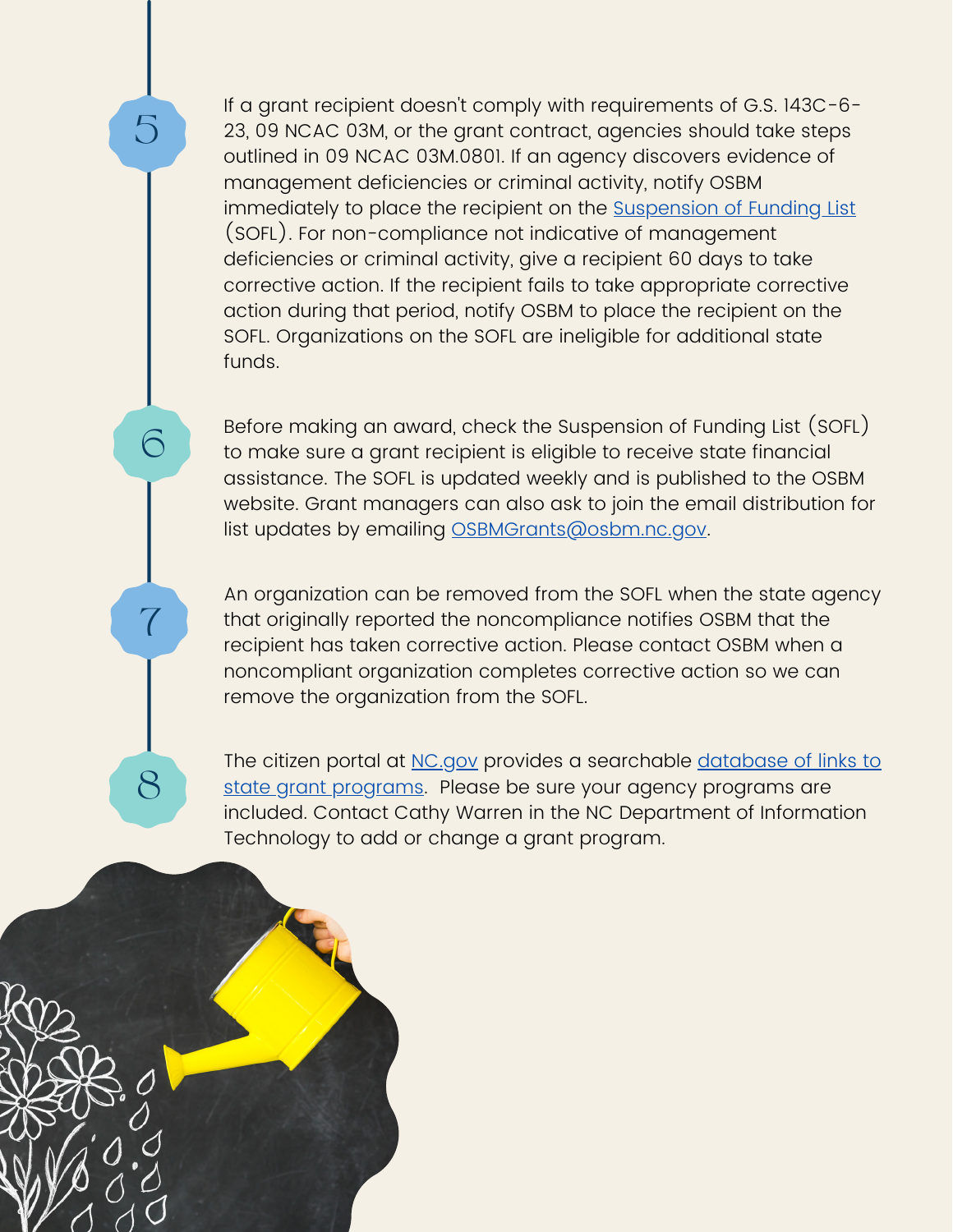5. If a grant recipient doesn't comply with requirements of G.S. 143C-6-23, 09 NCAC 03M, or the grant contract, agencies should take steps outlined in 09 NCAC 03M.0801. If an agency discovers evidence of management deficiencies or criminal activity, notify OSBM immediately to place the recipient on the [Suspension of Funding List](Suspension of Funding List) (SOFL). For non-compliance not indicative of management deficiencies or criminal activity, give a recipient 60 days to take corrective action. If the recipient fails to take appropriate corrective action during that period, notify OSBM to place the recipient on the SOFL. Organizations on the SOFL are ineligible for additional state funds.

6. Before making an award, check the Suspension of Funding List (SOFL) to make sure a grant recipient is eligible to receive state financial assistance. The SOFL is updated weekly and is published to the OSBM website. Grant managers can also ask to join the email distribution for list updates by emailing OSBMGrants@osbm.nc.gov.

7. An organization can be removed from the SOFL when the state agency that originally reported the noncompliance notifies OSBM that the recipient has taken corrective action. Please contact OSBM when a noncompliant organization completes corrective action so we can remove the organization from the SOFL.

8. The citizen portal at NC.gov provides a searchable database of links to state grant programs. Please be sure your agency programs are included. Contact Cathy Warren in the NC Department of Information Technology to add or change a grant program.